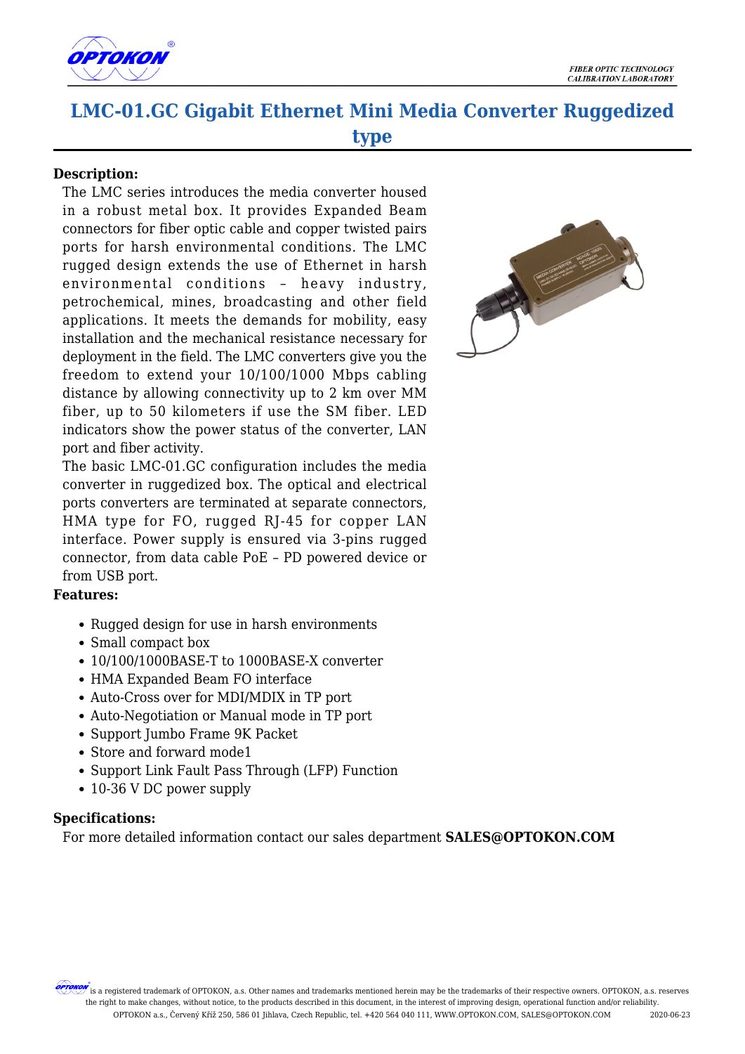# LMC-01.GC Gigabit Ethernet Mini Media Converter Ruggedized type

**Description:**

The LMC series introduces the media converter housed in a robust metal box. It provides Expanded Beam connectors for fiber optic cable and copper twisted pairs ports for harsh environmental conditions. The LMC rugged design extends the use of Ethernet in harsh environmental conditions – heavy industry, petrochemical, mines, broadcasting and other field applications. It meets the demands for mobility, easy installation and the mechanical resistance necessary for deployment in the field. The LMC converters give you the freedom to extend your 10/100/1000 Mbps cabling distance by allowing connectivity up to 2 km over MM fiber, up to 50 kilometers if use the SM fiber. LED indicators show the power status of the converter, LAN port and fiber activity.

The basic LMC-01.GC configuration includes the media converter in ruggedized box. The optical and electrical ports converters are terminated at separate connectors, HMA type for FO, rugged RJ-45 for copper LAN interface. Power supply is ensured via 3-pins rugged connector, from data cable PoE – PD powered device or from USB port.

**Features:**

- Rugged design for use in harsh environments
- Small compact box
- 10/100/1000BASE-T to 1000BASE-X converter
- HMA Expanded Beam FO interface
- Auto-Cross over for MDI/MDIX in TP port
- Auto-Negotiation or Manual mode in TP port
- Support Jumbo Frame 9K Packet
- Store and forward mode1
- Support Link Fault Pass Through (LFP) Function
- 10-36 V DC power supply

**Specifications:**

For more detailed information contact our sales department **SALES@OPTOKON.COM**